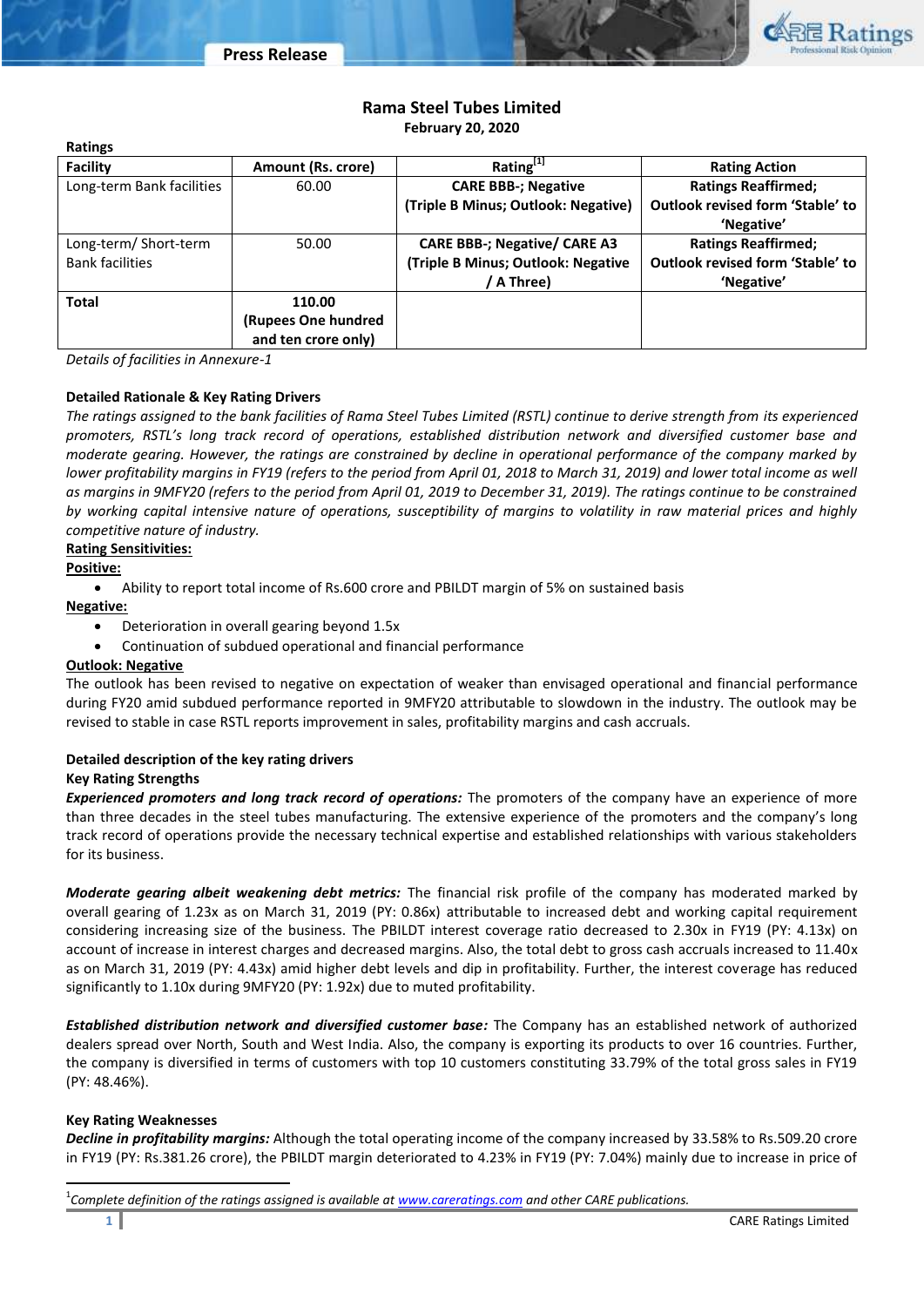# Rama Steel Tubes Limited

**February 20, 2020**

**Ratings**

| Facility | Amount (Rs. crore) | Rating[1] | Rating Action |
|---|---|---|---|
| Long-term Bank facilities | 60.00 | **CARE BBB-; Negative (Triple B Minus; Outlook: Negative)** | **Ratings Reaffirmed; Outlook revised form 'Stable' to 'Negative'** |
| Long-term/ Short-term Bank facilities | 50.00 | **CARE BBB-; Negative/ CARE A3 (Triple B Minus; Outlook: Negative / A Three)** | **Ratings Reaffirmed; Outlook revised form 'Stable' to 'Negative'** |
| **Total** | **110.00 (Rupees One hundred and ten crore only)** | | |

*Details of facilities in Annexure-1*

**Detailed Rationale & Key Rating Drivers**

*The ratings assigned to the bank facilities of Rama Steel Tubes Limited (RSTL) continue to derive strength from its experienced promoters, RSTL's long track record of operations, established distribution network and diversified customer base and moderate gearing. However, the ratings are constrained by decline in operational performance of the company marked by lower profitability margins in FY19 (refers to the period from April 01, 2018 to March 31, 2019) and lower total income as well as margins in 9MFY20 (refers to the period from April 01, 2019 to December 31, 2019). The ratings continue to be constrained by working capital intensive nature of operations, susceptibility of margins to volatility in raw material prices and highly competitive nature of industry.*

**Rating Sensitivities:**

**Positive:**

- Ability to report total income of Rs.600 crore and PBILDT margin of 5% on sustained basis

**Negative:**

- Deterioration in overall gearing beyond 1.5x
- Continuation of subdued operational and financial performance

**Outlook: Negative**

The outlook has been revised to negative on expectation of weaker than envisaged operational and financial performance during FY20 amid subdued performance reported in 9MFY20 attributable to slowdown in the industry. The outlook may be revised to stable in case RSTL reports improvement in sales, profitability margins and cash accruals.

**Detailed description of the key rating drivers**

**Key Rating Strengths**

***Experienced promoters and long track record of operations:*** The promoters of the company have an experience of more than three decades in the steel tubes manufacturing. The extensive experience of the promoters and the company's long track record of operations provide the necessary technical expertise and established relationships with various stakeholders for its business.

***Moderate gearing albeit weakening debt metrics:*** The financial risk profile of the company has moderated marked by overall gearing of 1.23x as on March 31, 2019 (PY: 0.86x) attributable to increased debt and working capital requirement considering increasing size of the business. The PBILDT interest coverage ratio decreased to 2.30x in FY19 (PY: 4.13x) on account of increase in interest charges and decreased margins. Also, the total debt to gross cash accruals increased to 11.40x as on March 31, 2019 (PY: 4.43x) amid higher debt levels and dip in profitability. Further, the interest coverage has reduced significantly to 1.10x during 9MFY20 (PY: 1.92x) due to muted profitability.

***Established distribution network and diversified customer base:*** The Company has an established network of authorized dealers spread over North, South and West India. Also, the company is exporting its products to over 16 countries. Further, the company is diversified in terms of customers with top 10 customers constituting 33.79% of the total gross sales in FY19 (PY: 48.46%).

**Key Rating Weaknesses**

***Decline in profitability margins:*** Although the total operating income of the company increased by 33.58% to Rs.509.20 crore in FY19 (PY: Rs.381.26 crore), the PBILDT margin deteriorated to 4.23% in FY19 (PY: 7.04%) mainly due to increase in price of

[1]*Complete definition of the ratings assigned is available at www.careratings.com and other CARE publications.*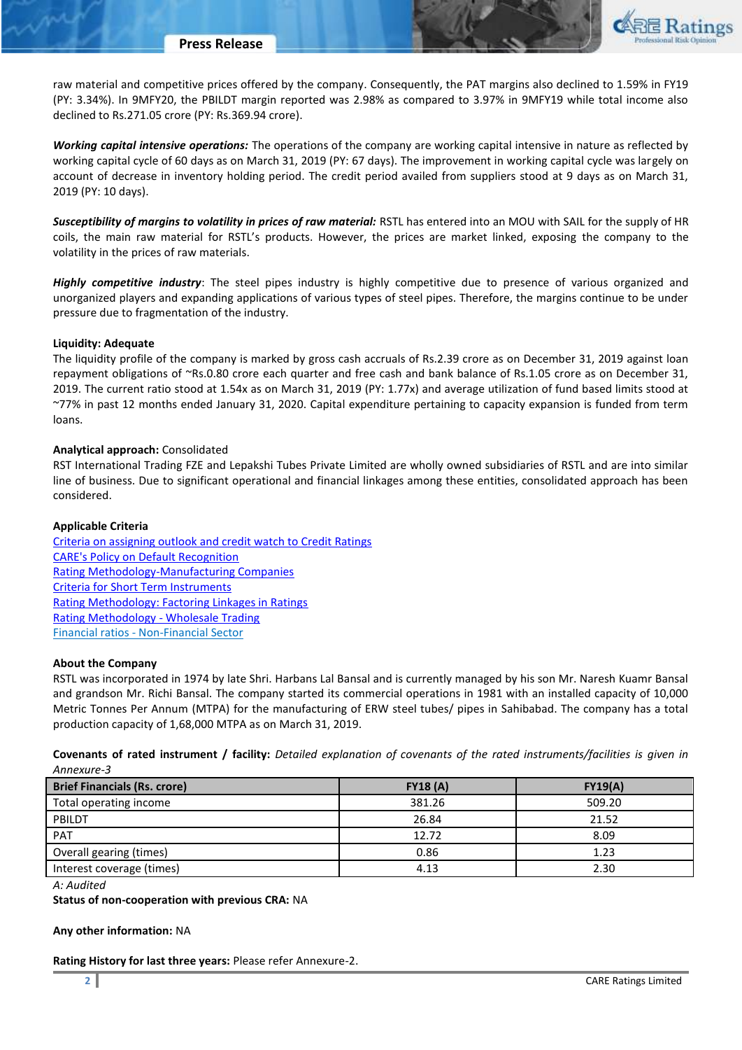raw material and competitive prices offered by the company. Consequently, the PAT margins also declined to 1.59% in FY19 (PY: 3.34%). In 9MFY20, the PBILDT margin reported was 2.98% as compared to 3.97% in 9MFY19 while total income also declined to Rs.271.05 crore (PY: Rs.369.94 crore).

***Working capital intensive operations:*** The operations of the company are working capital intensive in nature as reflected by working capital cycle of 60 days as on March 31, 2019 (PY: 67 days). The improvement in working capital cycle was largely on account of decrease in inventory holding period. The credit period availed from suppliers stood at 9 days as on March 31, 2019 (PY: 10 days).

***Susceptibility of margins to volatility in prices of raw material:*** RSTL has entered into an MOU with SAIL for the supply of HR coils, the main raw material for RSTL's products. However, the prices are market linked, exposing the company to the volatility in the prices of raw materials.

***Highly competitive industry***: The steel pipes industry is highly competitive due to presence of various organized and unorganized players and expanding applications of various types of steel pipes. Therefore, the margins continue to be under pressure due to fragmentation of the industry.

**Liquidity: Adequate**

The liquidity profile of the company is marked by gross cash accruals of Rs.2.39 crore as on December 31, 2019 against loan repayment obligations of ~Rs.0.80 crore each quarter and free cash and bank balance of Rs.1.05 crore as on December 31, 2019. The current ratio stood at 1.54x as on March 31, 2019 (PY: 1.77x) and average utilization of fund based limits stood at ~77% in past 12 months ended January 31, 2020. Capital expenditure pertaining to capacity expansion is funded from term loans.

**Analytical approach:** Consolidated

RST International Trading FZE and Lepakshi Tubes Private Limited are wholly owned subsidiaries of RSTL and are into similar line of business. Due to significant operational and financial linkages among these entities, consolidated approach has been considered.

**Applicable Criteria**

Criteria on assigning outlook and credit watch to Credit Ratings
CARE's Policy on Default Recognition
Rating Methodology-Manufacturing Companies
Criteria for Short Term Instruments
Rating Methodology: Factoring Linkages in Ratings
Rating Methodology - Wholesale Trading
Financial ratios - Non-Financial Sector

**About the Company**

RSTL was incorporated in 1974 by late Shri. Harbans Lal Bansal and is currently managed by his son Mr. Naresh Kuamr Bansal and grandson Mr. Richi Bansal. The company started its commercial operations in 1981 with an installed capacity of 10,000 Metric Tonnes Per Annum (MTPA) for the manufacturing of ERW steel tubes/ pipes in Sahibabad. The company has a total production capacity of 1,68,000 MTPA as on March 31, 2019.

**Covenants of rated instrument / facility:** *Detailed explanation of covenants of the rated instruments/facilities is given in Annexure-3*

| Brief Financials (Rs. crore) | FY18 (A) | FY19(A) |
|---|---|---|
| Total operating income | 381.26 | 509.20 |
| PBILDT | 26.84 | 21.52 |
| PAT | 12.72 | 8.09 |
| Overall gearing (times) | 0.86 | 1.23 |
| Interest coverage (times) | 4.13 | 2.30 |

*A: Audited*

**Status of non-cooperation with previous CRA:** NA

**Any other information:** NA

**Rating History for last three years:** Please refer Annexure-2.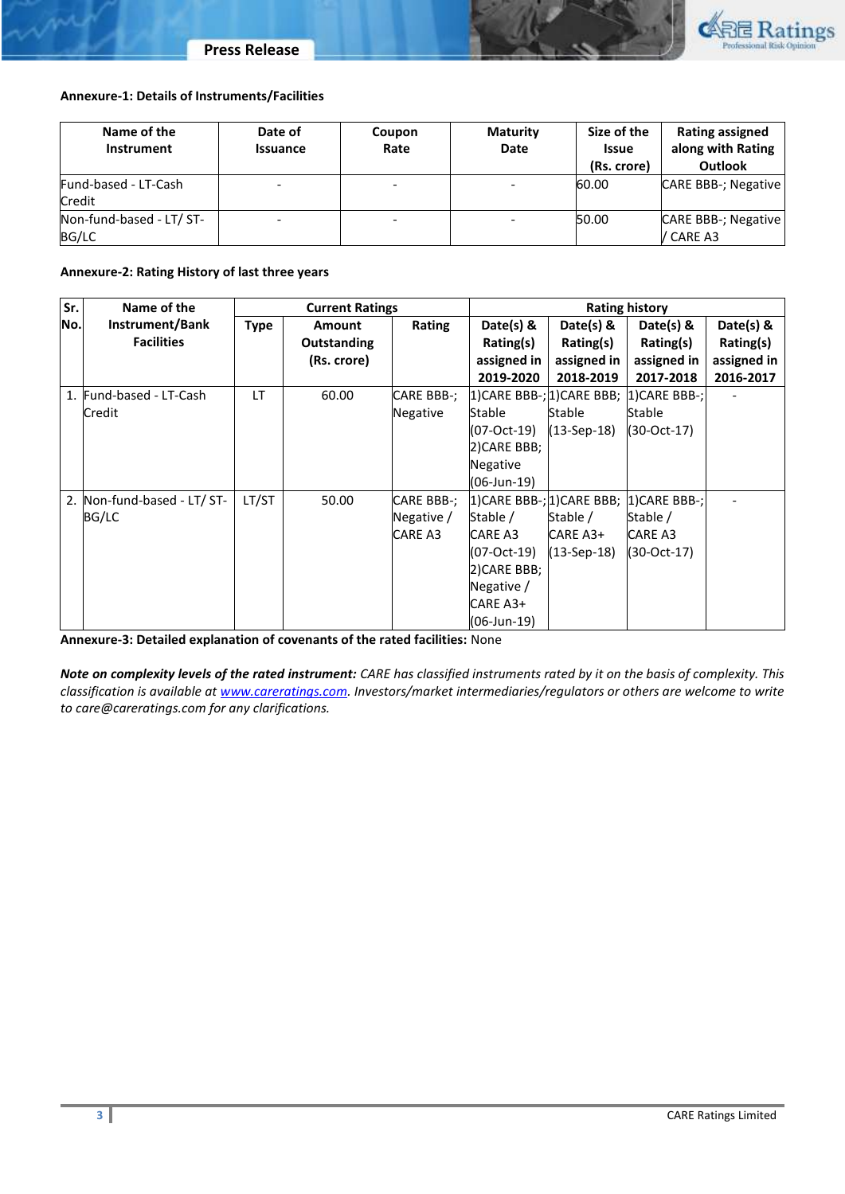**Annexure-1: Details of Instruments/Facilities**

| Name of the Instrument | Date of Issuance | Coupon Rate | Maturity Date | Size of the Issue (Rs. crore) | Rating assigned along with Rating Outlook |
|---|---|---|---|---|---|
| Fund-based - LT-Cash Credit | - | - | - | 60.00 | CARE BBB-; Negative |
| Non-fund-based - LT/ ST-BG/LC | - | - | - | 50.00 | CARE BBB-; Negative / CARE A3 |

**Annexure-2: Rating History of last three years**

| Sr. No. | Name of the Instrument/Bank Facilities | Current Ratings | | | Rating history | | | |
|---|---|---|---|---|---|---|---|---|
| | | Type | Amount Outstanding (Rs. crore) | Rating | Date(s) & Rating(s) assigned in 2019-2020 | Date(s) & Rating(s) assigned in 2018-2019 | Date(s) & Rating(s) assigned in 2017-2018 | Date(s) & Rating(s) assigned in 2016-2017 |
| 1. | Fund-based - LT-Cash Credit | LT | 60.00 | CARE BBB-; Negative | 1)CARE BBB-; Stable (07-Oct-19) 2)CARE BBB; Negative (06-Jun-19) | 1)CARE BBB; Stable (13-Sep-18) | 1)CARE BBB-; Stable (30-Oct-17) | - |
| 2. | Non-fund-based - LT/ ST-BG/LC | LT/ST | 50.00 | CARE BBB-; Negative / CARE A3 | 1)CARE BBB-; Stable / CARE A3 (07-Oct-19) 2)CARE BBB; Negative / CARE A3+ (06-Jun-19) | 1)CARE BBB; Stable / CARE A3+ (13-Sep-18) | 1)CARE BBB-; Stable / CARE A3 (30-Oct-17) | - |

**Annexure-3: Detailed explanation of covenants of the rated facilities:** None

***Note on complexity levels of the rated instrument:*** *CARE has classified instruments rated by it on the basis of complexity. This classification is available at www.careratings.com. Investors/market intermediaries/regulators or others are welcome to write to care@careratings.com for any clarifications.*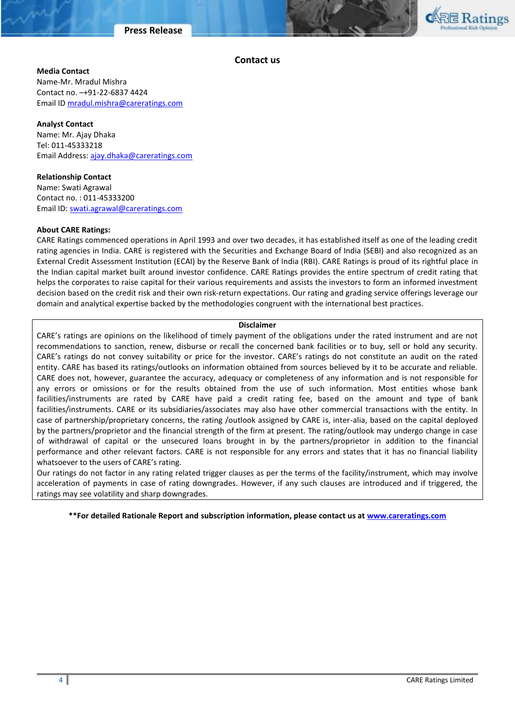## Contact us

**Media Contact**
Name-Mr. Mradul Mishra
Contact no. –+91-22-6837 4424
Email ID mradul.mishra@careratings.com

**Analyst Contact**
Name: Mr. Ajay Dhaka
Tel: 011-45333218
Email Address: ajay.dhaka@careratings.com

**Relationship Contact**
Name: Swati Agrawal
Contact no. : 011-45333200
Email ID: swati.agrawal@careratings.com

**About CARE Ratings:**
CARE Ratings commenced operations in April 1993 and over two decades, it has established itself as one of the leading credit rating agencies in India. CARE is registered with the Securities and Exchange Board of India (SEBI) and also recognized as an External Credit Assessment Institution (ECAI) by the Reserve Bank of India (RBI). CARE Ratings is proud of its rightful place in the Indian capital market built around investor confidence. CARE Ratings provides the entire spectrum of credit rating that helps the corporates to raise capital for their various requirements and assists the investors to form an informed investment decision based on the credit risk and their own risk-return expectations. Our rating and grading service offerings leverage our domain and analytical expertise backed by the methodologies congruent with the international best practices.

**Disclaimer**

CARE's ratings are opinions on the likelihood of timely payment of the obligations under the rated instrument and are not recommendations to sanction, renew, disburse or recall the concerned bank facilities or to buy, sell or hold any security. CARE's ratings do not convey suitability or price for the investor. CARE's ratings do not constitute an audit on the rated entity. CARE has based its ratings/outlooks on information obtained from sources believed by it to be accurate and reliable. CARE does not, however, guarantee the accuracy, adequacy or completeness of any information and is not responsible for any errors or omissions or for the results obtained from the use of such information. Most entities whose bank facilities/instruments are rated by CARE have paid a credit rating fee, based on the amount and type of bank facilities/instruments. CARE or its subsidiaries/associates may also have other commercial transactions with the entity. In case of partnership/proprietary concerns, the rating /outlook assigned by CARE is, inter-alia, based on the capital deployed by the partners/proprietor and the financial strength of the firm at present. The rating/outlook may undergo change in case of withdrawal of capital or the unsecured loans brought in by the partners/proprietor in addition to the financial performance and other relevant factors. CARE is not responsible for any errors and states that it has no financial liability whatsoever to the users of CARE's rating.
Our ratings do not factor in any rating related trigger clauses as per the terms of the facility/instrument, which may involve acceleration of payments in case of rating downgrades. However, if any such clauses are introduced and if triggered, the ratings may see volatility and sharp downgrades.

**\*\*For detailed Rationale Report and subscription information, please contact us at www.careratings.com**